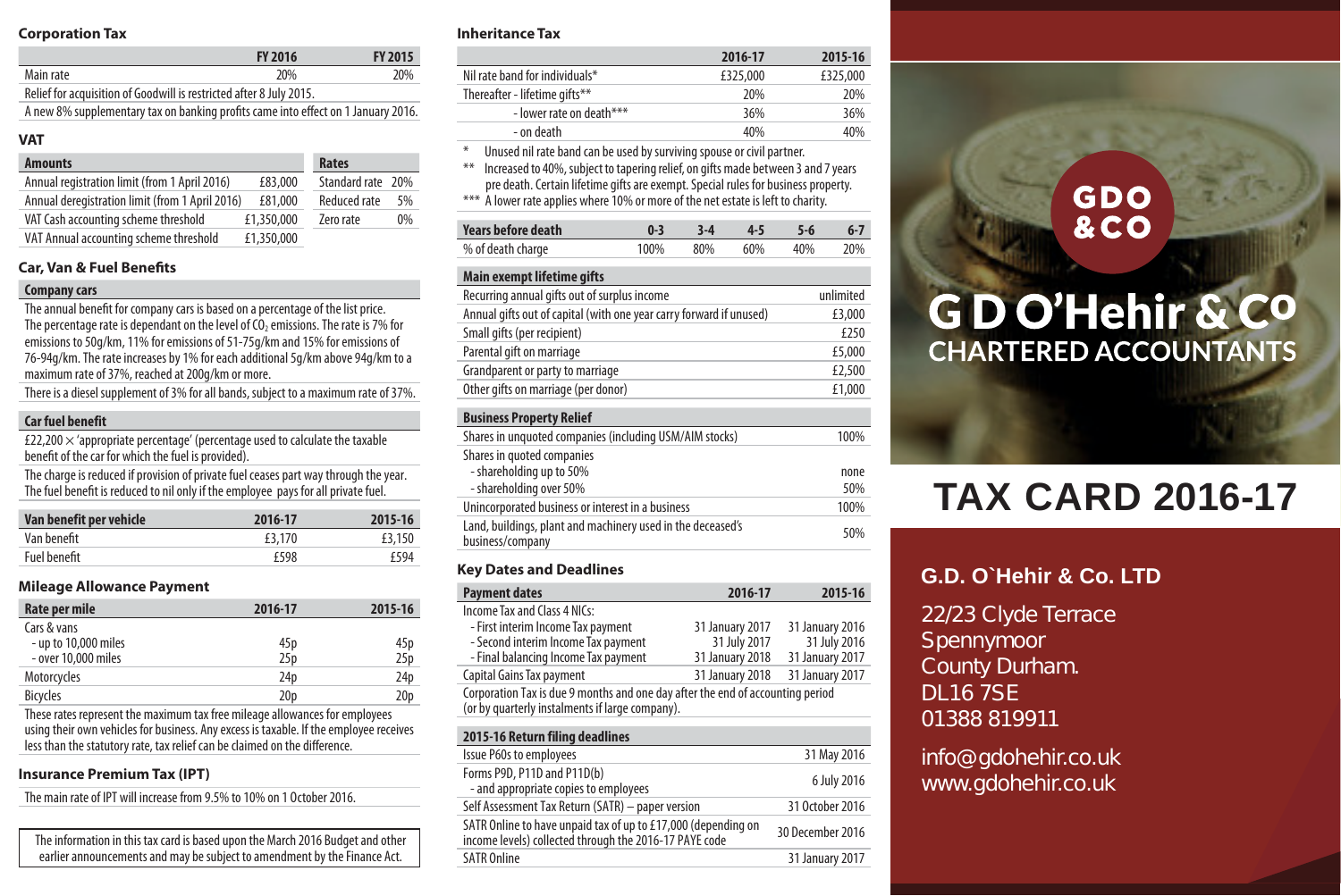## Corporation Tax

| | FY 2016 | FY 2015 |
|---|---|---|
| Main rate | 20% | 20% |

Relief for acquisition of Goodwill is restricted after 8 July 2015.

A new 8% supplementary tax on banking profits came into effect on 1 January 2016.

## VAT

| Amounts | |
|---|---|
| Annual registration limit (from 1 April 2016) | £83,000 |
| Annual deregistration limit (from 1 April 2016) | £81,000 |
| VAT Cash accounting scheme threshold | £1,350,000 |
| VAT Annual accounting scheme threshold | £1,350,000 |

| Rates | |
|---|---|
| Standard rate | 20% |
| Reduced rate | 5% |
| Zero rate | 0% |

## Car, Van & Fuel Benefits

### Company cars

The annual benefit for company cars is based on a percentage of the list price. The percentage rate is dependant on the level of $CO_2$ emissions. The rate is 7% for emissions of 50g/km, 11% for emissions of 51-75g/km and 15% for emissions of 76-94g/km. The rate increases by 1% for each additional 5g/km above 94g/km to a maximum rate of 37%, reached at 200g/km or more.

There is a diesel supplement of 3% for all bands, subject to a maximum rate of 37%.

### Car fuel benefit

£22,200 × 'appropriate percentage' (percentage used to calculate the taxable benefit of the car for which the fuel is provided).

The charge is reduced if provision of private fuel ceases part way through the year. The fuel benefit is reduced to nil only if the employee pays for all private fuel.

| Van benefit per vehicle | 2016-17 | 2015-16 |
|---|---|---|
| Van benefit | £3,170 | £3,150 |
| Fuel benefit | £598 | £594 |

## Mileage Allowance Payment

| Rate per mile | 2016-17 | 2015-16 |
|---|---|---|
| Cars & vans | | |
| - up to 10,000 miles | 45p | 45p |
| - over 10,000 miles | 25p | 25p |
| Motorcycles | 24p | 24p |
| Bicycles | 20p | 20p |

These rates represent the maximum tax free mileage allowances for employees using their own vehicles for business. Any excess is taxable. If the employee receives less than the statutory rate, tax relief can be claimed on the difference.

## Insurance Premium Tax (IPT)

The main rate of IPT will increase from 9.5% to 10% on 1 October 2016.

The information in this tax card is based upon the March 2016 Budget and other earlier announcements and may be subject to amendment by the Finance Act.

## Inheritance Tax

| | 2016-17 | 2015-16 |
|---|---|---|
| Nil rate band for individuals* | £325,000 | £325,000 |
| Thereafter - lifetime gifts** | 20% | 20% |
| - lower rate on death*** | 36% | 36% |
| - on death | 40% | 40% |

\* Unused nil rate band can be used by surviving spouse or civil partner.

\*\* Increased to 40%, subject to tapering relief, on gifts made between 3 and 7 years pre death. Certain lifetime gifts are exempt. Special rules for business property.

\*\*\* A lower rate applies where 10% or more of the net estate is left to charity.

| Years before death | 0-3 | 3-4 | 4-5 | 5-6 | 6-7 |
|---|---|---|---|---|---|
| % of death charge | 100% | 80% | 60% | 40% | 20% |

| Main exempt lifetime gifts | |
|---|---|
| Recurring annual gifts out of surplus income | unlimited |
| Annual gifts out of capital (with one year carry forward if unused) | £3,000 |
| Small gifts (per recipient) | £250 |
| Parental gift on marriage | £5,000 |
| Grandparent or party to marriage | £2,500 |
| Other gifts on marriage (per donor) | £1,000 |

| Business Property Relief | |
|---|---|
| Shares in unquoted companies (including USM/AIM stocks) | 100% |
| Shares in quoted companies | |
| - shareholding up to 50% | none |
| - shareholding over 50% | 50% |
| Unincorporated business or interest in a business | 100% |
| Land, buildings, plant and machinery used in the deceased's business/company | 50% |

## Key Dates and Deadlines

| Payment dates | 2016-17 | 2015-16 |
|---|---|---|
| Income Tax and Class 4 NICs: | | |
| - First interim Income Tax payment | 31 January 2017 | 31 January 2016 |
| - Second interim Income Tax payment | 31 July 2017 | 31 July 2016 |
| - Final balancing Income Tax payment | 31 January 2018 | 31 January 2017 |
| Capital Gains Tax payment | 31 January 2018 | 31 January 2017 |

Corporation Tax is due 9 months and one day after the end of accounting period (or by quarterly instalments if large company).

| 2015-16 Return filing deadlines | |
|---|---|
| Issue P60s to employees | 31 May 2016 |
| Forms P9D, P11D and P11D(b) - and appropriate copies to employees | 6 July 2016 |
| Self Assessment Tax Return (SATR) – paper version | 31 October 2016 |
| SATR Online to have unpaid tax of up to £17,000 (depending on income levels) collected through the 2016-17 PAYE code | 30 December 2016 |
| SATR Online | 31 January 2017 |

GDO & CO

# G D O'Hehir & Co

## CHARTERED ACCOUNTANTS

# TAX CARD 2016-17

### G.D. O`Hehir & Co. LTD

22/23 Clyde Terrace
Spennymoor
County Durham.
DL16 7SE
01388 819911

info@gdohehir.co.uk
www.gdohehir.co.uk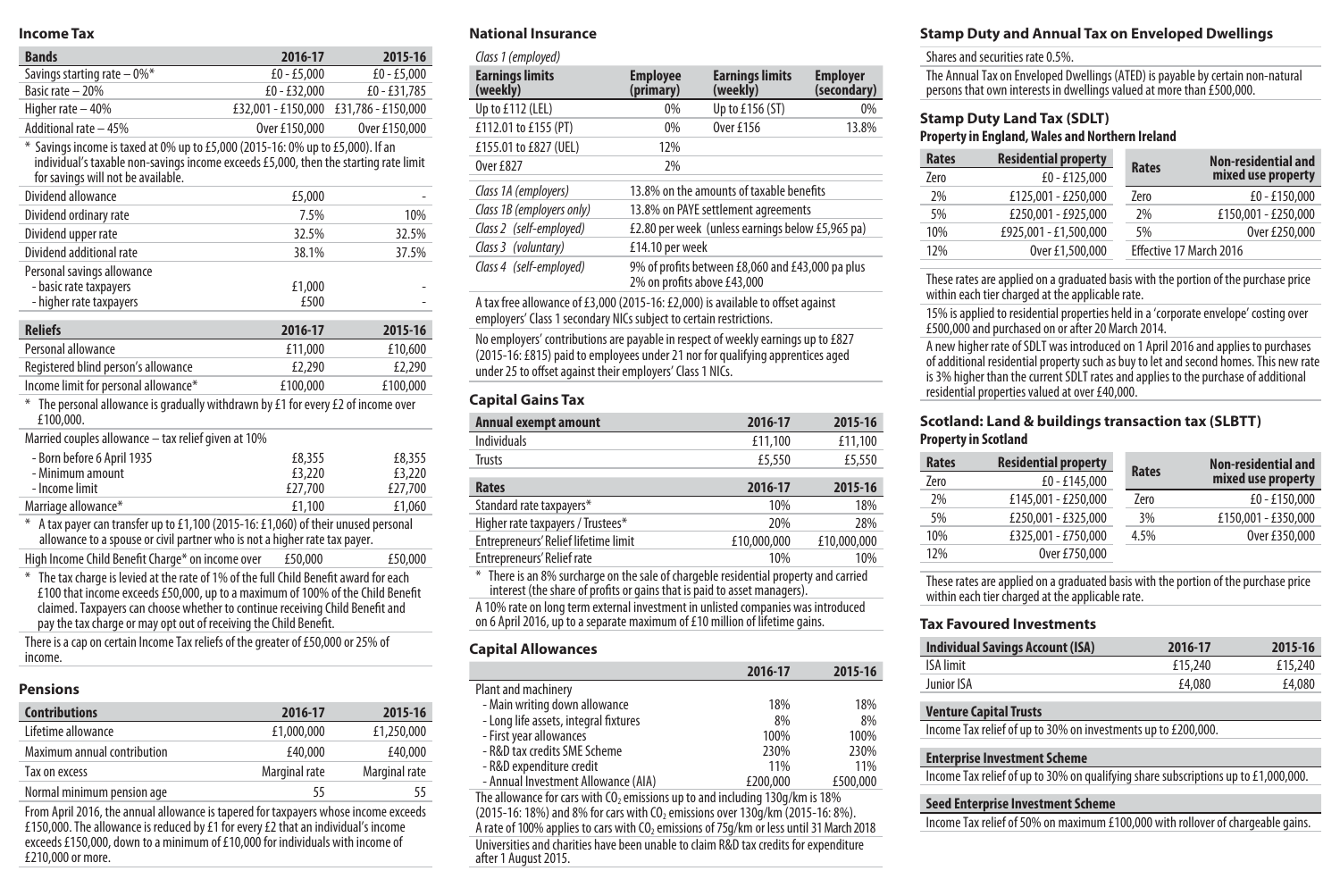## Income Tax

| Bands | 2016-17 | 2015-16 |
|---|---|---|
| Savings starting rate – 0%* | £0 - £5,000 | £0 - £5,000 |
| Basic rate – 20% | £0 - £32,000 | £0 - £31,785 |
| Higher rate – 40% | £32,001 - £150,000 | £31,786 - £150,000 |
| Additional rate – 45% | Over £150,000 | Over £150,000 |

* Savings income is taxed at 0% up to £5,000 (2015-16: 0% up to £5,000). If an individual's taxable non-savings income exceeds £5,000, then the starting rate limit for savings will not be available.

| | 2016-17 | 2015-16 |
|---|---|---|
| Dividend allowance | £5,000 | - |
| Dividend ordinary rate | 7.5% | 10% |
| Dividend upper rate | 32.5% | 32.5% |
| Dividend additional rate | 38.1% | 37.5% |
| Personal savings allowance | | |
| - basic rate taxpayers | £1,000 | - |
| - higher rate taxpayers | £500 | - |

| Reliefs | 2016-17 | 2015-16 |
|---|---|---|
| Personal allowance | £11,000 | £10,600 |
| Registered blind person's allowance | £2,290 | £2,290 |
| Income limit for personal allowance* | £100,000 | £100,000 |

* The personal allowance is gradually withdrawn by £1 for every £2 of income over £100,000.

| Married couples allowance – tax relief given at 10% | | |
|---|---|---|
| - Born before 6 April 1935 | £8,355 | £8,355 |
| - Minimum amount | £3,220 | £3,220 |
| - Income limit | £27,700 | £27,700 |
| Marriage allowance* | £1,100 | £1,060 |

* A tax payer can transfer up to £1,100 (2015-16: £1,060) of their unused personal allowance to a spouse or civil partner who is not a higher rate tax payer.

| | | |
|---|---|---|
| High Income Child Benefit Charge* on income over | £50,000 | £50,000 |

* The tax charge is levied at the rate of 1% of the full Child Benefit award for each £100 that income exceeds £50,000, up to a maximum of 100% of the Child Benefit claimed. Taxpayers can choose whether to continue receiving Child Benefit and pay the tax charge or may opt out of receiving the Child Benefit.

There is a cap on certain Income Tax reliefs of the greater of £50,000 or 25% of income.

## Pensions

| Contributions | 2016-17 | 2015-16 |
|---|---|---|
| Lifetime allowance | £1,000,000 | £1,250,000 |
| Maximum annual contribution | £40,000 | £40,000 |
| Tax on excess | Marginal rate | Marginal rate |
| Normal minimum pension age | 55 | 55 |

From April 2016, the annual allowance is tapered for taxpayers whose income exceeds £150,000. The allowance is reduced by £1 for every £2 that an individual's income exceeds £150,000, down to a minimum of £10,000 for individuals with income of £210,000 or more.

## National Insurance

*Class 1 (employed)*

| Earnings limits (weekly) | Employee (primary) | Earnings limits (weekly) | Employer (secondary) |
|---|---|---|---|
| Up to £112 (LEL) | 0% | Up to £156 (ST) | 0% |
| £112.01 to £155 (PT) | 0% | Over £156 | 13.8% |
| £155.01 to £827 (UEL) | 12% | | |
| Over £827 | 2% | | |

| | |
|---|---|
| *Class 1A (employers)* | 13.8% on the amounts of taxable benefits |
| *Class 1B (employers only)* | 13.8% on PAYE settlement agreements |
| *Class 2 (self-employed)* | £2.80 per week (unless earnings below £5,965 pa) |
| *Class 3 (voluntary)* | £14.10 per week |
| *Class 4 (self-employed)* | 9% of profits between £8,060 and £43,000 pa plus 2% on profits above £43,000 |

A tax free allowance of £3,000 (2015-16: £2,000) is available to offset against employers' Class 1 secondary NICs subject to certain restrictions.

No employers' contributions are payable in respect of weekly earnings up to £827 (2015-16: £815) paid to employees under 21 nor for qualifying apprentices aged under 25 to offset against their employers' Class 1 NICs.

## Capital Gains Tax

| Annual exempt amount | 2016-17 | 2015-16 |
|---|---|---|
| Individuals | £11,100 | £11,100 |
| Trusts | £5,550 | £5,550 |

| Rates | 2016-17 | 2015-16 |
|---|---|---|
| Standard rate taxpayers* | 10% | 18% |
| Higher rate taxpayers / Trustees* | 20% | 28% |
| Entrepreneurs' Relief lifetime limit | £10,000,000 | £10,000,000 |
| Entrepreneurs' Relief rate | 10% | 10% |

* There is an 8% surcharge on the sale of chargeble residential property and carried interest (the share of profits or gains that is paid to asset managers).

A 10% rate on long term external investment in unlisted companies was introduced on 6 April 2016, up to a separate maximum of £10 million of lifetime gains.

## Capital Allowances

| | 2016-17 | 2015-16 |
|---|---|---|
| Plant and machinery | | |
| - Main writing down allowance | 18% | 18% |
| - Long life assets, integral fixtures | 8% | 8% |
| - First year allowances | 100% | 100% |
| - R&D tax credits SME Scheme | 230% | 230% |
| - R&D expenditure credit | 11% | 11% |
| - Annual Investment Allowance (AIA) | £200,000 | £500,000 |

The allowance for cars with $CO_2$ emissions up to and including 130g/km is 18% (2015-16: 18%) and 8% for cars with $CO_2$ emissions over 130g/km (2015-16: 8%). A rate of 100% applies to cars with $CO_2$ emissions of 75g/km or less until 31 March 2018

Universities and charities have been unable to claim R&D tax credits for expenditure after 1 August 2015.

## Stamp Duty and Annual Tax on Enveloped Dwellings

Shares and securities rate 0.5%.

The Annual Tax on Enveloped Dwellings (ATED) is payable by certain non-natural persons that own interests in dwellings valued at more than £500,000.

### Stamp Duty Land Tax (SDLT)

**Property in England, Wales and Northern Ireland**

| Rates | Residential property | Rates | Non-residential and mixed use property |
|---|---|---|---|
| Zero | £0 - £125,000 | | |
| 2% | £125,001 - £250,000 | Zero | £0 - £150,000 |
| 5% | £250,001 - £925,000 | 2% | £150,001 - £250,000 |
| 10% | £925,001 - £1,500,000 | 5% | Over £250,000 |
| 12% | Over £1,500,000 | Effective 17 March 2016 | |

These rates are applied on a graduated basis with the portion of the purchase price within each tier charged at the applicable rate.

15% is applied to residential properties held in a 'corporate envelope' costing over £500,000 and purchased on or after 20 March 2014.

A new higher rate of SDLT was introduced on 1 April 2016 and applies to purchases of additional residential property such as buy to let and second homes. This new rate is 3% higher than the current SDLT rates and applies to the purchase of additional residential properties valued at over £40,000.

### Scotland: Land & buildings transaction tax (SLBTT)

**Property in Scotland**

| Rates | Residential property | Rates | Non-residential and mixed use property |
|---|---|---|---|
| Zero | £0 - £145,000 | | |
| 2% | £145,001 - £250,000 | Zero | £0 - £150,000 |
| 5% | £250,001 - £325,000 | 3% | £150,001 - £350,000 |
| 10% | £325,001 - £750,000 | 4.5% | Over £350,000 |
| 12% | Over £750,000 | | |

These rates are applied on a graduated basis with the portion of the purchase price within each tier charged at the applicable rate.

## Tax Favoured Investments

| Individual Savings Account (ISA) | 2016-17 | 2015-16 |
|---|---|---|
| ISA limit | £15,240 | £15,240 |
| Junior ISA | £4,080 | £4,080 |

**Venture Capital Trusts**

Income Tax relief of up to 30% on investments up to £200,000.

**Enterprise Investment Scheme**

Income Tax relief of up to 30% on qualifying share subscriptions up to £1,000,000.

**Seed Enterprise Investment Scheme**

Income Tax relief of 50% on maximum £100,000 with rollover of chargeable gains.